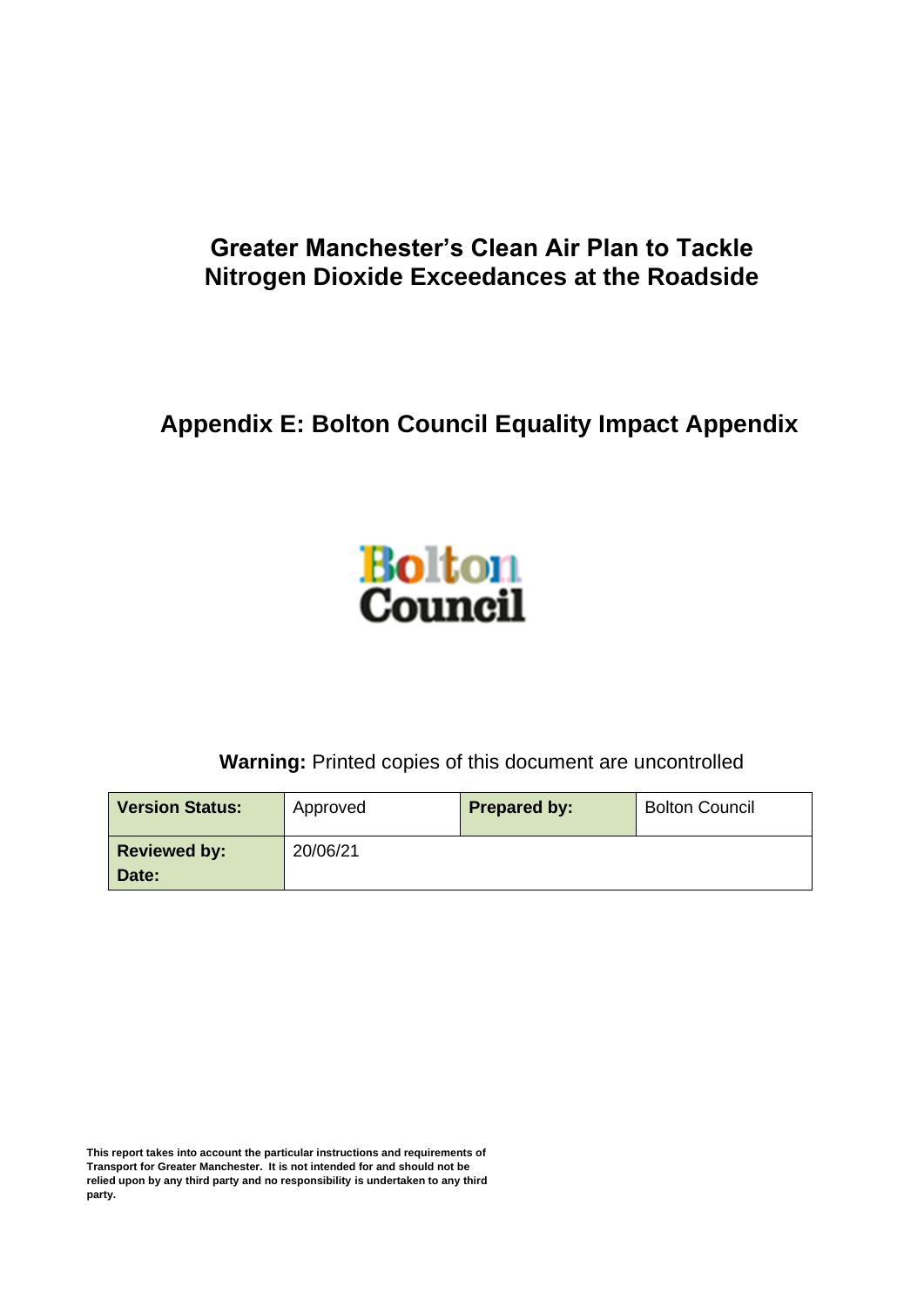# Greater Manchester's Clean Air Plan to Tackle Nitrogen Dioxide Exceedances at the Roadside

## Appendix E: Bolton Council Equality Impact Appendix

Bolton Council

**Warning:** Printed copies of this document are uncontrolled

| **Version Status:** | Approved | **Prepared by:** | Bolton Council |
|---|---|---|---|
| **Reviewed by: Date:** | 20/06/21 | | |

**This report takes into account the particular instructions and requirements of Transport for Greater Manchester. It is not intended for and should not be relied upon by any third party and no responsibility is undertaken to any third party.**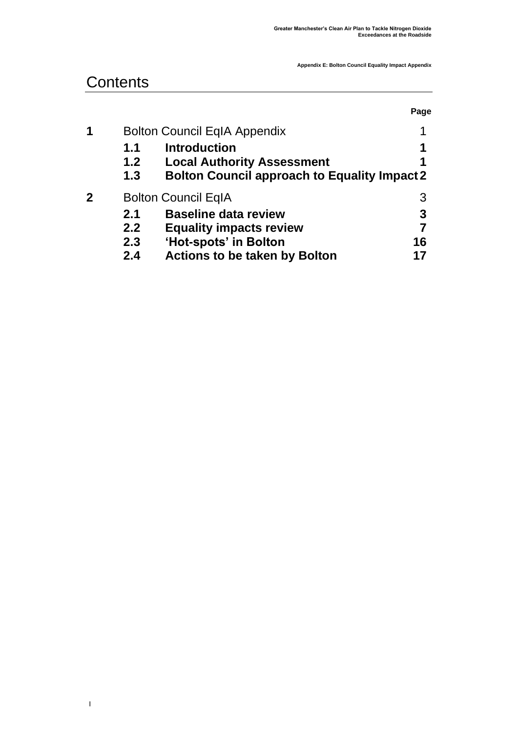# Contents

| | | Page |
|---|---|---|
| **1** | Bolton Council EqIA Appendix | 1 |
| 1.1 | **Introduction** | **1** |
| 1.2 | **Local Authority Assessment** | **1** |
| 1.3 | **Bolton Council approach to Equality Impact** | **2** |
| **2** | Bolton Council EqIA | 3 |
| 2.1 | **Baseline data review** | **3** |
| 2.2 | **Equality impacts review** | **7** |
| 2.3 | **'Hot-spots' in Bolton** | **16** |
| 2.4 | **Actions to be taken by Bolton** | **17** |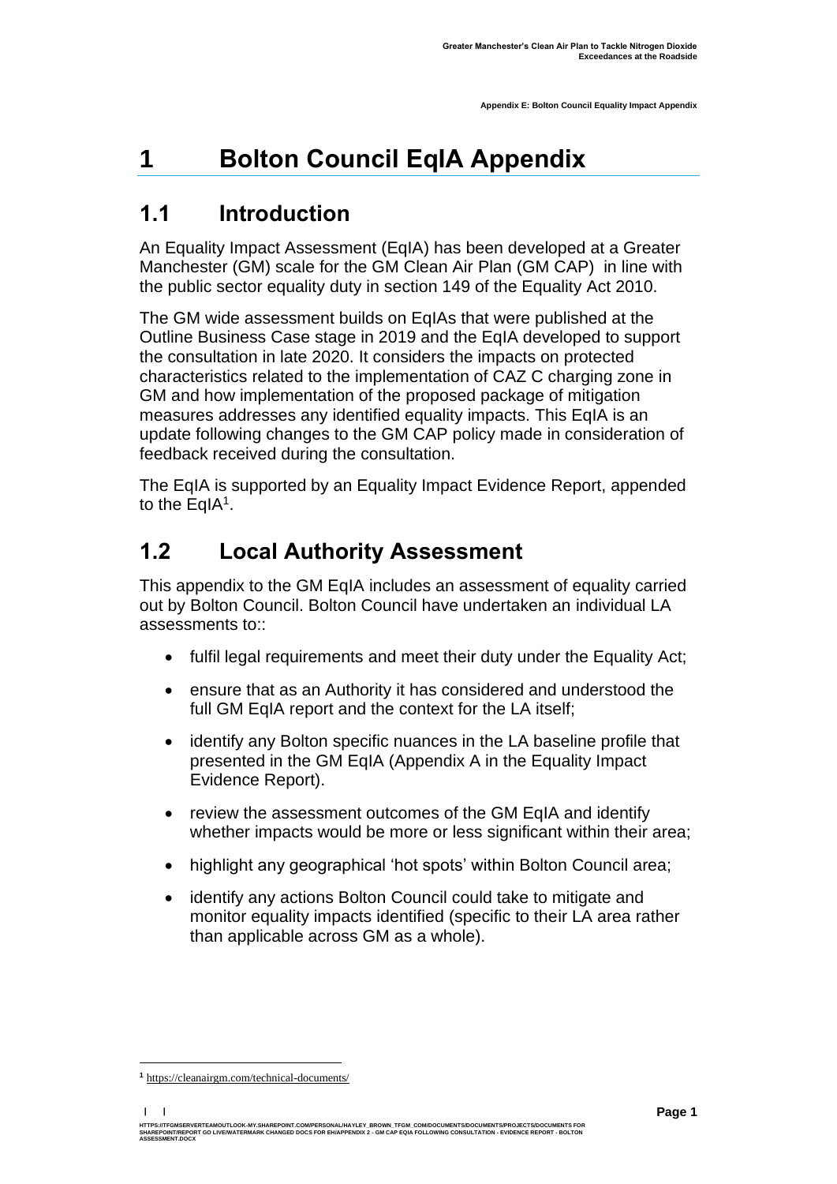# 1 Bolton Council EqIA Appendix

## 1.1 Introduction

An Equality Impact Assessment (EqIA) has been developed at a Greater Manchester (GM) scale for the GM Clean Air Plan (GM CAP) in line with the public sector equality duty in section 149 of the Equality Act 2010.

The GM wide assessment builds on EqIAs that were published at the Outline Business Case stage in 2019 and the EqIA developed to support the consultation in late 2020. It considers the impacts on protected characteristics related to the implementation of CAZ C charging zone in GM and how implementation of the proposed package of mitigation measures addresses any identified equality impacts. This EqIA is an update following changes to the GM CAP policy made in consideration of feedback received during the consultation.

The EqIA is supported by an Equality Impact Evidence Report, appended to the EqIA[1].

## 1.2 Local Authority Assessment

This appendix to the GM EqIA includes an assessment of equality carried out by Bolton Council. Bolton Council have undertaken an individual LA assessments to::

- fulfil legal requirements and meet their duty under the Equality Act;
- ensure that as an Authority it has considered and understood the full GM EqIA report and the context for the LA itself;
- identify any Bolton specific nuances in the LA baseline profile that presented in the GM EqIA (Appendix A in the Equality Impact Evidence Report).
- review the assessment outcomes of the GM EqIA and identify whether impacts would be more or less significant within their area;
- highlight any geographical 'hot spots' within Bolton Council area;
- identify any actions Bolton Council could take to mitigate and monitor equality impacts identified (specific to their LA area rather than applicable across GM as a whole).

[1] https://cleanairgm.com/technical-documents/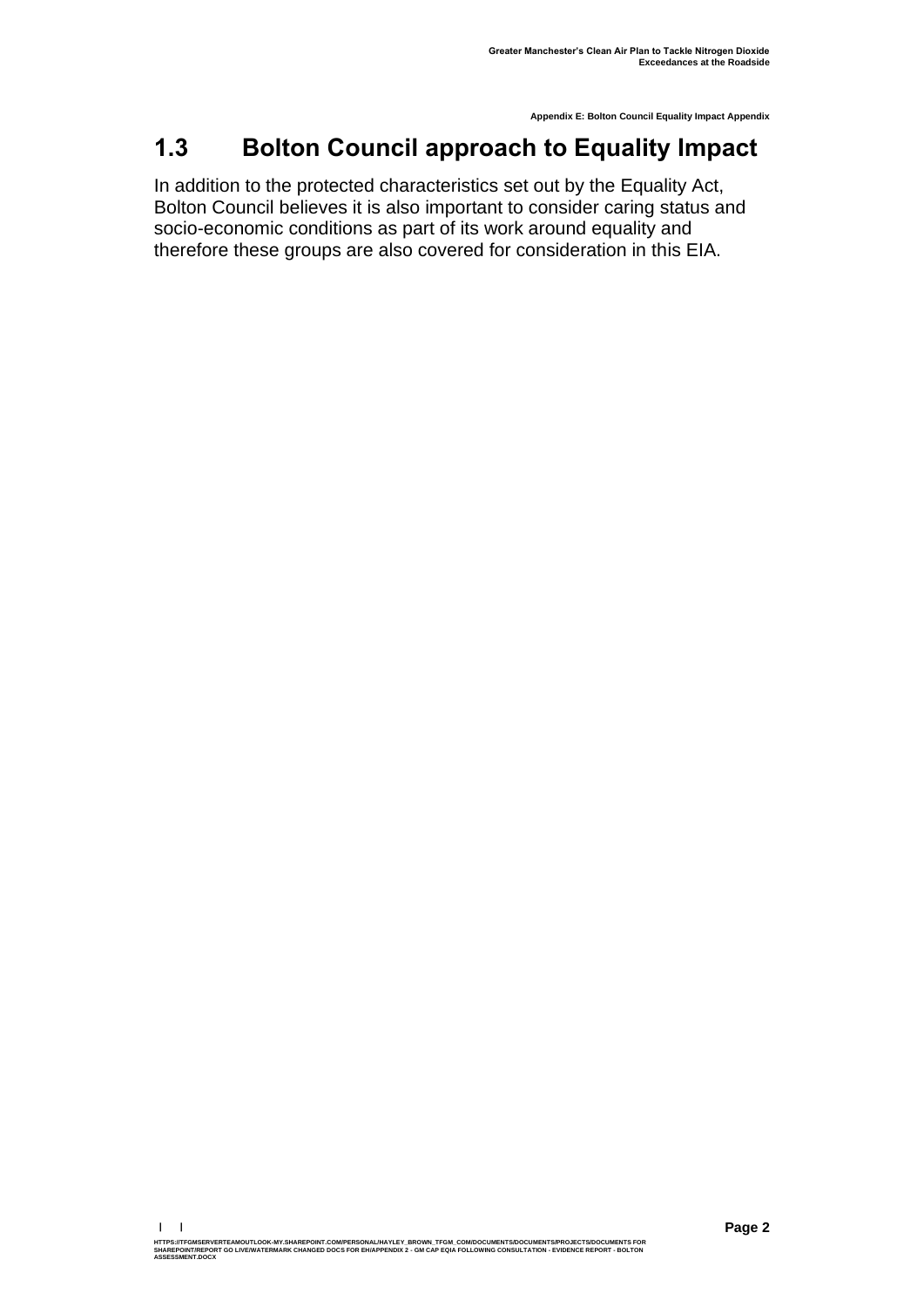## 1.3 Bolton Council approach to Equality Impact

In addition to the protected characteristics set out by the Equality Act, Bolton Council believes it is also important to consider caring status and socio-economic conditions as part of its work around equality and therefore these groups are also covered for consideration in this EIA.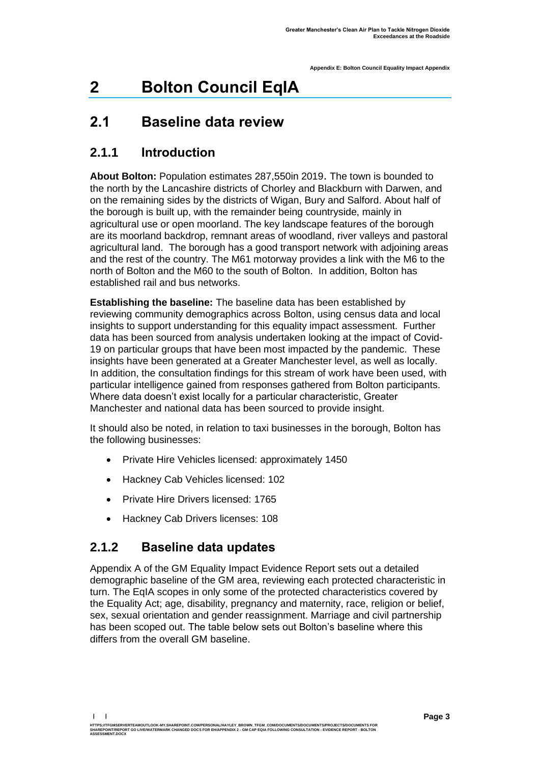# 2 Bolton Council EqIA

## 2.1 Baseline data review

### 2.1.1 Introduction

**About Bolton:** Population estimates 287,550in 2019. The town is bounded to the north by the Lancashire districts of Chorley and Blackburn with Darwen, and on the remaining sides by the districts of Wigan, Bury and Salford. About half of the borough is built up, with the remainder being countryside, mainly in agricultural use or open moorland. The key landscape features of the borough are its moorland backdrop, remnant areas of woodland, river valleys and pastoral agricultural land. The borough has a good transport network with adjoining areas and the rest of the country. The M61 motorway provides a link with the M6 to the north of Bolton and the M60 to the south of Bolton. In addition, Bolton has established rail and bus networks.

**Establishing the baseline:** The baseline data has been established by reviewing community demographics across Bolton, using census data and local insights to support understanding for this equality impact assessment. Further data has been sourced from analysis undertaken looking at the impact of Covid-19 on particular groups that have been most impacted by the pandemic. These insights have been generated at a Greater Manchester level, as well as locally. In addition, the consultation findings for this stream of work have been used, with particular intelligence gained from responses gathered from Bolton participants. Where data doesn't exist locally for a particular characteristic, Greater Manchester and national data has been sourced to provide insight.

It should also be noted, in relation to taxi businesses in the borough, Bolton has the following businesses:

- Private Hire Vehicles licensed: approximately 1450
- Hackney Cab Vehicles licensed: 102
- Private Hire Drivers licensed: 1765
- Hackney Cab Drivers licenses: 108

### 2.1.2 Baseline data updates

Appendix A of the GM Equality Impact Evidence Report sets out a detailed demographic baseline of the GM area, reviewing each protected characteristic in turn. The EqIA scopes in only some of the protected characteristics covered by the Equality Act; age, disability, pregnancy and maternity, race, religion or belief, sex, sexual orientation and gender reassignment. Marriage and civil partnership has been scoped out. The table below sets out Bolton's baseline where this differs from the overall GM baseline.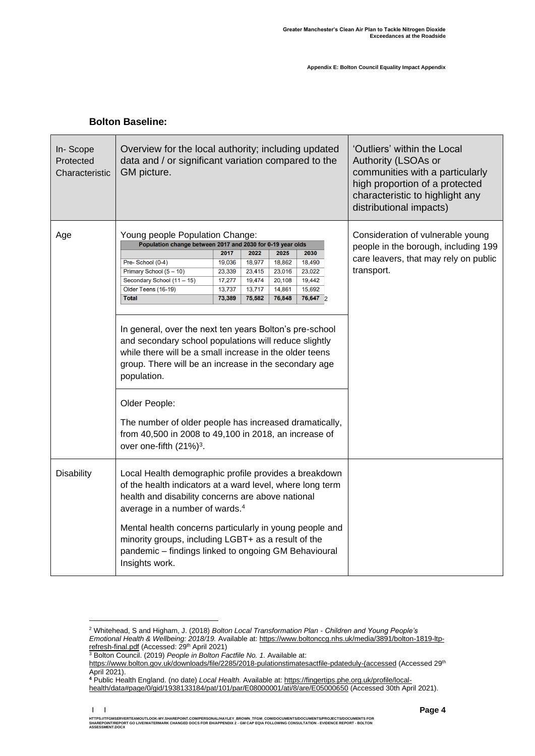## Bolton Baseline:

| In- Scope Protected Characteristic | Overview for the local authority; including updated data and / or significant variation compared to the GM picture. | 'Outliers' within the Local Authority (LSOAs or communities with a particularly high proportion of a protected characteristic to highlight any distributional impacts) |
|---|---|---|
| Age | Young people Population Change: (see table below)[2]<br><br>In general, over the next ten years Bolton's pre-school and secondary school populations will reduce slightly while there will be a small increase in the older teens group. There will be an increase in the secondary age population.<br><br>Older People:<br><br>The number of older people has increased dramatically, from 40,500 in 2008 to 49,100 in 2018, an increase of over one-fifth (21%)[3]. | Consideration of vulnerable young people in the borough, including 199 care leavers, that may rely on public transport. |
| Disability | Local Health demographic profile provides a breakdown of the health indicators at a ward level, where long term health and disability concerns are above national average in a number of wards.[4]<br><br>Mental health concerns particularly in young people and minority groups, including LGBT+ as a result of the pandemic – findings linked to ongoing GM Behavioural Insights work. | |

**Population change between 2017 and 2030 for 0-19 year olds**

| | 2017 | 2022 | 2025 | 2030 |
|---|---|---|---|---|
| Pre- School (0-4) | 19,036 | 18,977 | 18,862 | 18,490 |
| Primary School (5 – 10) | 23,339 | 23,415 | 23,016 | 23,022 |
| Secondary School (11 – 15) | 17,277 | 19,474 | 20,108 | 19,442 |
| Older Teens (16-19) | 13,737 | 13,717 | 14,861 | 15,692 |
| **Total** | **73,389** | **75,582** | **76,848** | **76,647** |

[2] Whitehead, S and Higham, J. (2018) *Bolton Local Transformation Plan - Children and Young People's Emotional Health & Wellbeing: 2018/19.* Available at: https://www.boltonccg.nhs.uk/media/3891/bolton-1819-ltp-refresh-final.pdf (Accessed: 29th April 2021)

[3] Bolton Council. (2019) *People in Bolton Factfile No. 1.* Available at: https://www.bolton.gov.uk/downloads/file/2285/2018-pulationstimatesactfile-pdateduly-(accessed (Accessed 29th April 2021).

[4] Public Health England. (no date) *Local Health.* Available at: https://fingertips.phe.org.uk/profile/local-health/data#page/0/gid/1938133184/pat/101/par/E08000001/ati/8/are/E05000650 (Accessed 30th April 2021).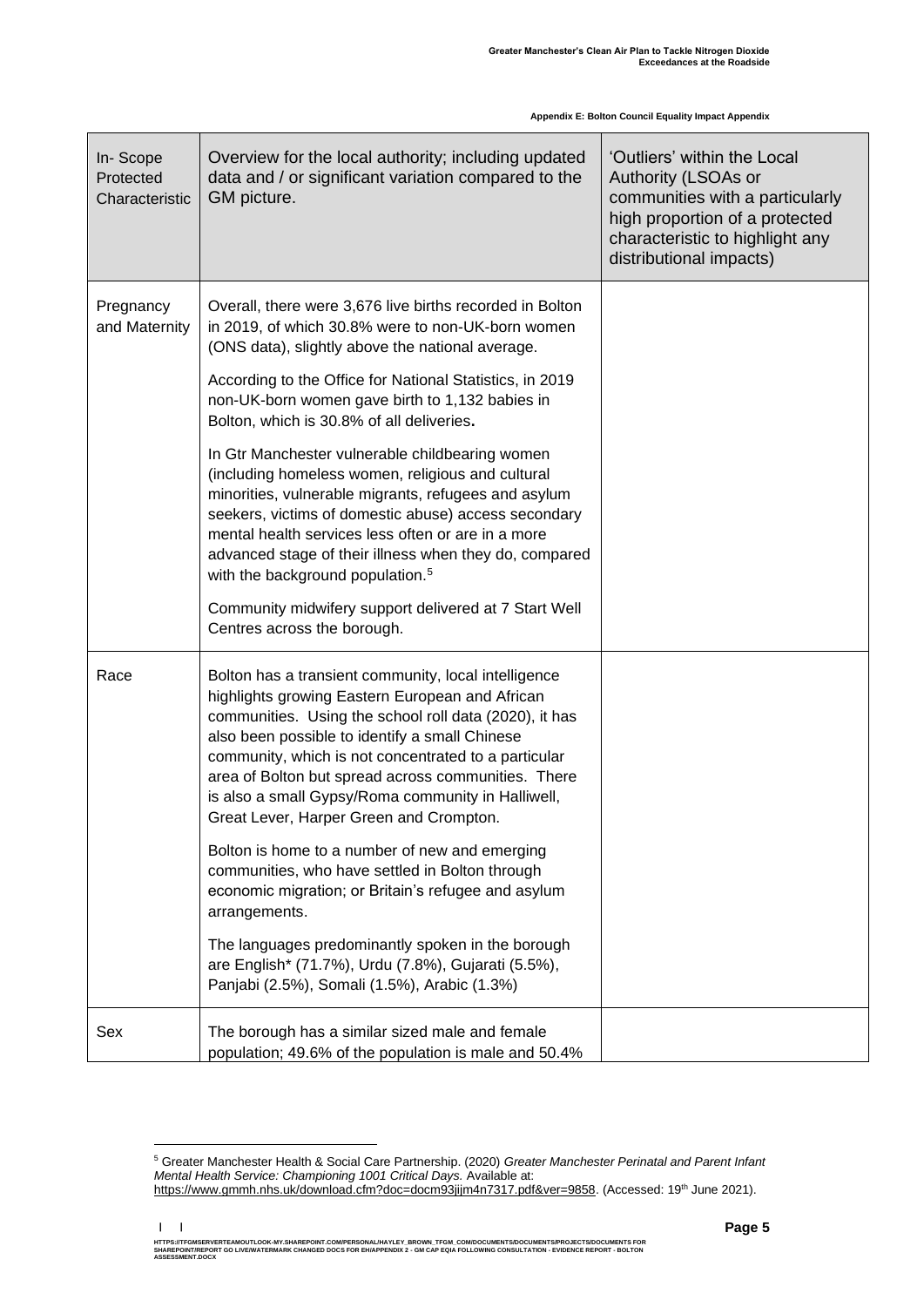Appendix E: Bolton Council Equality Impact Appendix

| In- Scope Protected Characteristic | Overview for the local authority; including updated data and / or significant variation compared to the GM picture. | 'Outliers' within the Local Authority (LSOAs or communities with a particularly high proportion of a protected characteristic to highlight any distributional impacts) |
|---|---|---|
| Pregnancy and Maternity | Overall, there were 3,676 live births recorded in Bolton in 2019, of which 30.8% were to non-UK-born women (ONS data), slightly above the national average.<br><br>According to the Office for National Statistics, in 2019 non-UK-born women gave birth to 1,132 babies in Bolton, which is 30.8% of all deliveries**.**<br><br>In Gtr Manchester vulnerable childbearing women (including homeless women, religious and cultural minorities, vulnerable migrants, refugees and asylum seekers, victims of domestic abuse) access secondary mental health services less often or are in a more advanced stage of their illness when they do, compared with the background population.[5]<br><br>Community midwifery support delivered at 7 Start Well Centres across the borough. | |
| Race | Bolton has a transient community, local intelligence highlights growing Eastern European and African communities. Using the school roll data (2020), it has also been possible to identify a small Chinese community, which is not concentrated to a particular area of Bolton but spread across communities. There is also a small Gypsy/Roma community in Halliwell, Great Lever, Harper Green and Crompton.<br><br>Bolton is home to a number of new and emerging communities, who have settled in Bolton through economic migration; or Britain's refugee and asylum arrangements.<br><br>The languages predominantly spoken in the borough are English* (71.7%), Urdu (7.8%), Gujarati (5.5%), Panjabi (2.5%), Somali (1.5%), Arabic (1.3%) | |
| Sex | The borough has a similar sized male and female population; 49.6% of the population is male and 50.4% | |

[5] Greater Manchester Health & Social Care Partnership. (2020) *Greater Manchester Perinatal and Parent Infant Mental Health Service: Championing 1001 Critical Days.* Available at: https://www.gmmh.nhs.uk/download.cfm?doc=docm93jijm4n7317.pdf&ver=9858. (Accessed: 19th June 2021).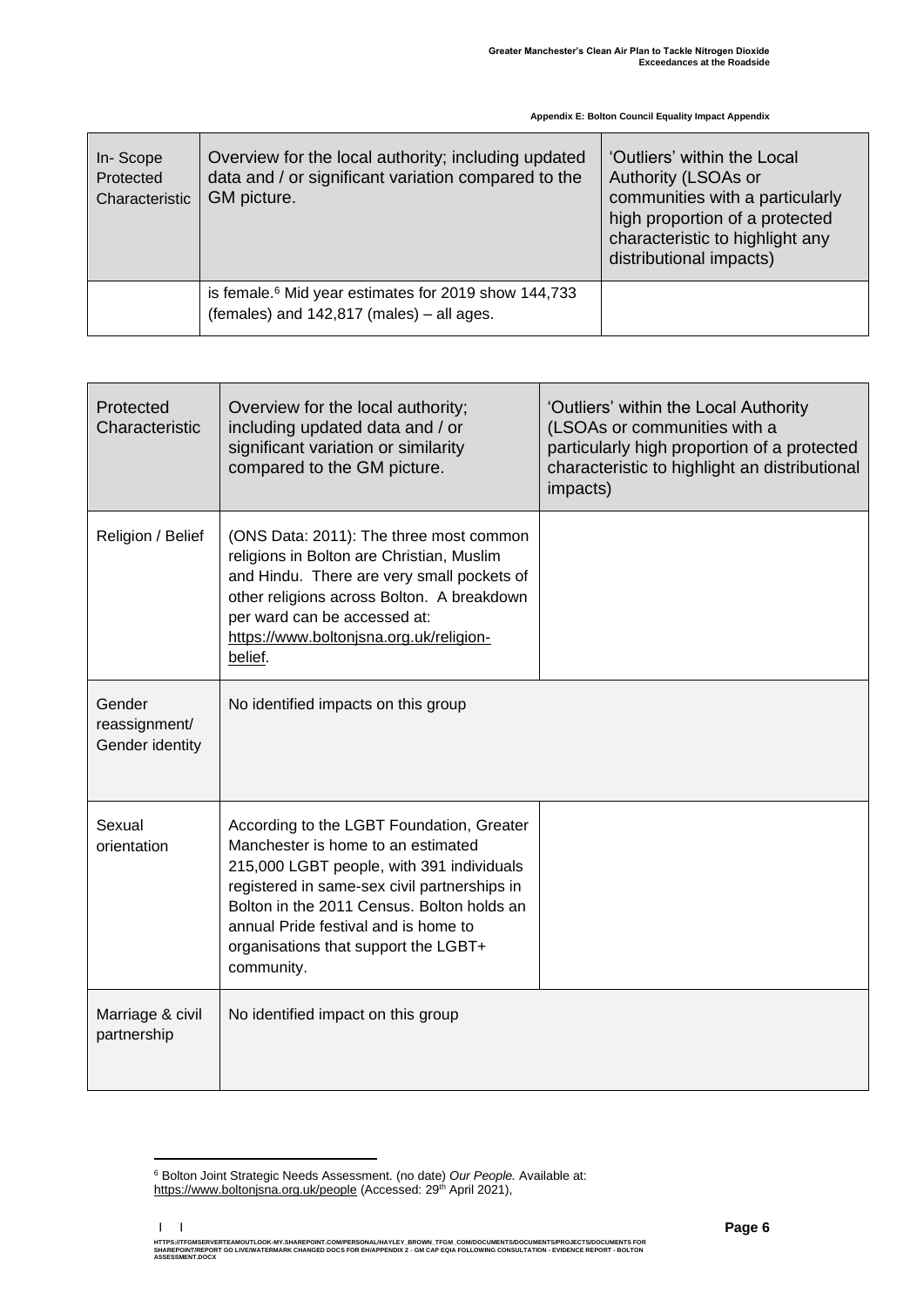| In- Scope Protected Characteristic | Overview for the local authority; including updated data and / or significant variation compared to the GM picture. | 'Outliers' within the Local Authority (LSOAs or communities with a particularly high proportion of a protected characteristic to highlight any distributional impacts) |
|---|---|---|
| | is female.[6] Mid year estimates for 2019 show 144,733 (females) and 142,817 (males) – all ages. | |

| Protected Characteristic | Overview for the local authority; including updated data and / or significant variation or similarity compared to the GM picture. | 'Outliers' within the Local Authority (LSOAs or communities with a particularly high proportion of a protected characteristic to highlight an distributional impacts) |
|---|---|---|
| Religion / Belief | (ONS Data: 2011): The three most common religions in Bolton are Christian, Muslim and Hindu. There are very small pockets of other religions across Bolton. A breakdown per ward can be accessed at: https://www.boltonjsna.org.uk/religion-belief. | |
| Gender reassignment/ Gender identity | No identified impacts on this group | |
| Sexual orientation | According to the LGBT Foundation, Greater Manchester is home to an estimated 215,000 LGBT people, with 391 individuals registered in same-sex civil partnerships in Bolton in the 2011 Census. Bolton holds an annual Pride festival and is home to organisations that support the LGBT+ community. | |
| Marriage & civil partnership | No identified impact on this group | |

[6] Bolton Joint Strategic Needs Assessment. (no date) *Our People.* Available at: https://www.boltonjsna.org.uk/people (Accessed: 29th April 2021),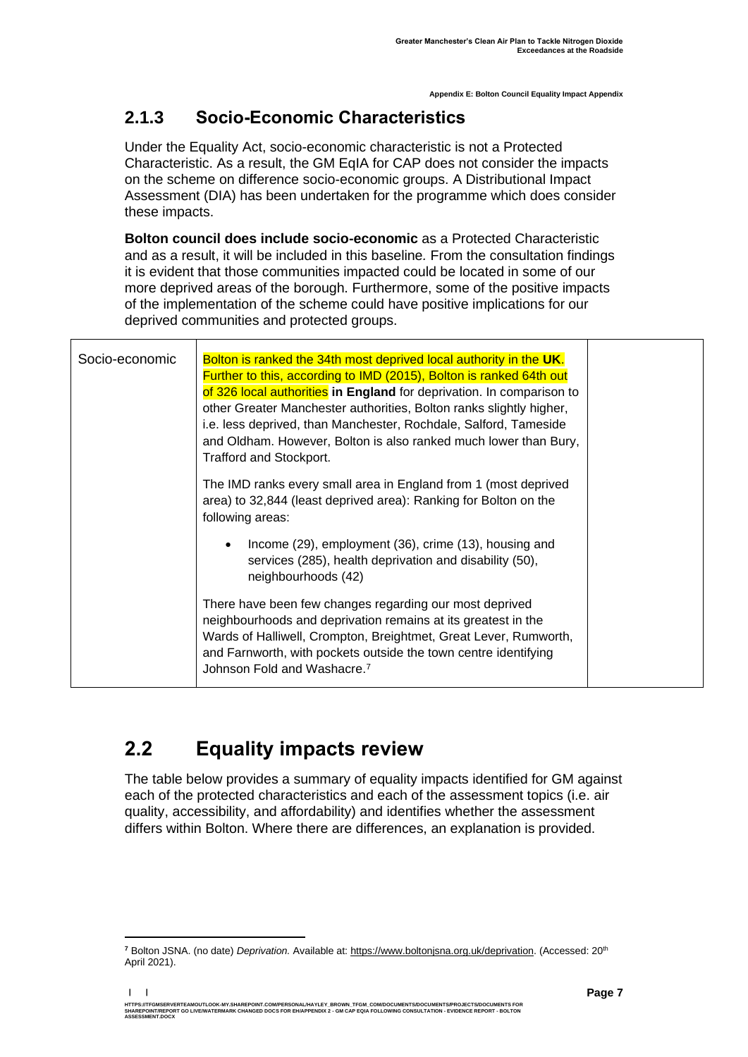### 2.1.3 Socio-Economic Characteristics

Under the Equality Act, socio-economic characteristic is not a Protected Characteristic. As a result, the GM EqIA for CAP does not consider the impacts on the scheme on difference socio-economic groups. A Distributional Impact Assessment (DIA) has been undertaken for the programme which does consider these impacts.

**Bolton council does include socio-economic** as a Protected Characteristic and as a result, it will be included in this baseline. From the consultation findings it is evident that those communities impacted could be located in some of our more deprived areas of the borough. Furthermore, some of the positive impacts of the implementation of the scheme could have positive implications for our deprived communities and protected groups.

| | | |
|---|---|---|
| Socio-economic | Bolton is ranked the 34th most deprived local authority in the **UK**. Further to this, according to IMD (2015), Bolton is ranked 64th out of 326 local authorities **in England** for deprivation. In comparison to other Greater Manchester authorities, Bolton ranks slightly higher, i.e. less deprived, than Manchester, Rochdale, Salford, Tameside and Oldham. However, Bolton is also ranked much lower than Bury, Trafford and Stockport.<br><br>The IMD ranks every small area in England from 1 (most deprived area) to 32,844 (least deprived area): Ranking for Bolton on the following areas:<br><br>• Income (29), employment (36), crime (13), housing and services (285), health deprivation and disability (50), neighbourhoods (42)<br><br>There have been few changes regarding our most deprived neighbourhoods and deprivation remains at its greatest in the Wards of Halliwell, Crompton, Breightmet, Great Lever, Rumworth, and Farnworth, with pockets outside the town centre identifying Johnson Fold and Washacre.[7] | |

## 2.2 Equality impacts review

The table below provides a summary of equality impacts identified for GM against each of the protected characteristics and each of the assessment topics (i.e. air quality, accessibility, and affordability) and identifies whether the assessment differs within Bolton. Where there are differences, an explanation is provided.

[7] Bolton JSNA. (no date) *Deprivation.* Available at: https://www.boltonjsna.org.uk/deprivation. (Accessed: 20th April 2021).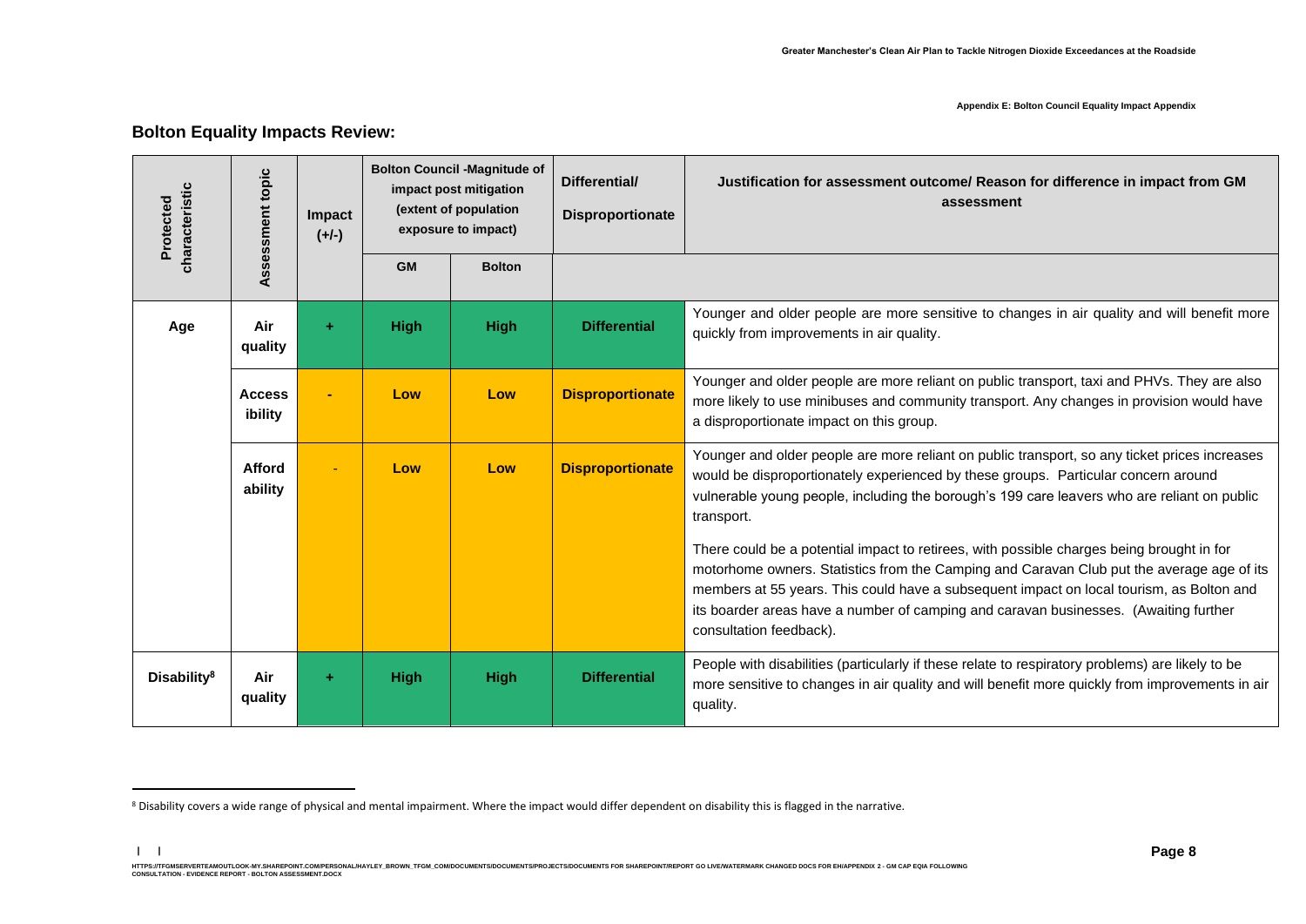## Bolton Equality Impacts Review:

| Protected characteristic | Assessment topic | Impact (+/-) | Bolton Council -Magnitude of impact post mitigation (extent of population exposure to impact) | | Differential/ Disproportionate | Justification for assessment outcome/ Reason for difference in impact from GM assessment |
|---|---|---|---|---|---|---|
| | | | GM | Bolton | | |
| **Age** | **Air quality** | + | **High** | **High** | **Differential** | Younger and older people are more sensitive to changes in air quality and will benefit more quickly from improvements in air quality. |
| | **Accessibility** | - | **Low** | **Low** | **Disproportionate** | Younger and older people are more reliant on public transport, taxi and PHVs. They are also more likely to use minibuses and community transport. Any changes in provision would have a disproportionate impact on this group. |
| | **Affordability** | - | **Low** | **Low** | **Disproportionate** | Younger and older people are more reliant on public transport, so any ticket prices increases would be disproportionately experienced by these groups. Particular concern around vulnerable young people, including the borough's 199 care leavers who are reliant on public transport.<br><br>There could be a potential impact to retirees, with possible charges being brought in for motorhome owners. Statistics from the Camping and Caravan Club put the average age of its members at 55 years. This could have a subsequent impact on local tourism, as Bolton and its boarder areas have a number of camping and caravan businesses. (Awaiting further consultation feedback). |
| **Disability**[8] | **Air quality** | + | **High** | **High** | **Differential** | People with disabilities (particularly if these relate to respiratory problems) are likely to be more sensitive to changes in air quality and will benefit more quickly from improvements in air quality. |

[8] Disability covers a wide range of physical and mental impairment. Where the impact would differ dependent on disability this is flagged in the narrative.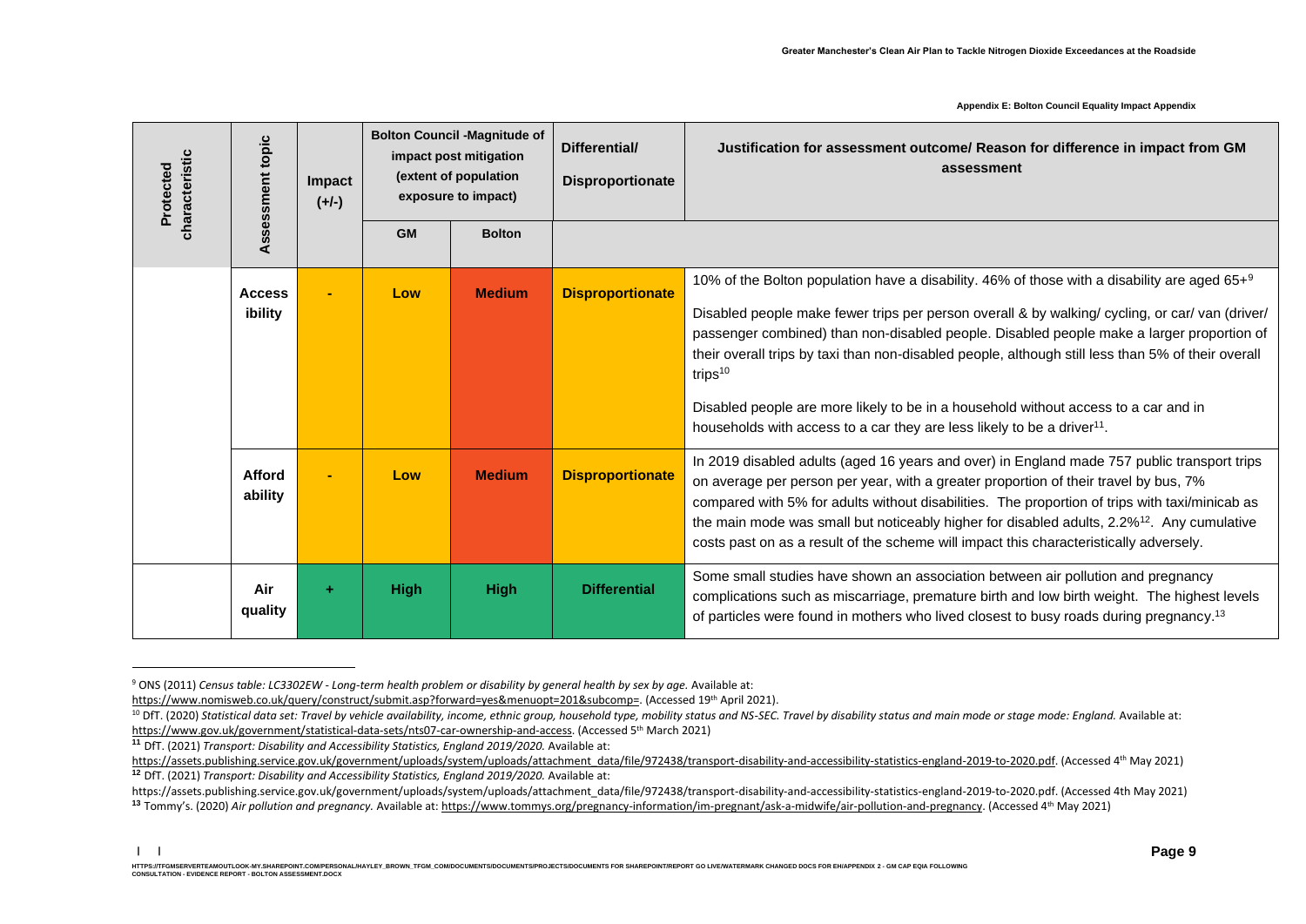| Protected characteristic | Assessment topic | Impact (+/-) | Bolton Council -Magnitude of impact post mitigation (extent of population exposure to impact) | | Differential/ Disproportionate | Justification for assessment outcome/ Reason for difference in impact from GM assessment |
|---|---|---|---|---|---|---|
| | | | GM | Bolton | | |
| | Accessibility | - | Low | Medium | Disproportionate | 10% of the Bolton population have a disability. 46% of those with a disability are aged 65+[9]<br><br>Disabled people make fewer trips per person overall & by walking/ cycling, or car/ van (driver/ passenger combined) than non-disabled people. Disabled people make a larger proportion of their overall trips by taxi than non-disabled people, although still less than 5% of their overall trips[10]<br><br>Disabled people are more likely to be in a household without access to a car and in households with access to a car they are less likely to be a driver[11]. |
| | Affordability | - | Low | Medium | Disproportionate | In 2019 disabled adults (aged 16 years and over) in England made 757 public transport trips on average per person per year, with a greater proportion of their travel by bus, 7% compared with 5% for adults without disabilities. The proportion of trips with taxi/minicab as the main mode was small but noticeably higher for disabled adults, 2.2%[12]. Any cumulative costs past on as a result of the scheme will impact this characteristically adversely. |
| | Air quality | + | High | High | Differential | Some small studies have shown an association between air pollution and pregnancy complications such as miscarriage, premature birth and low birth weight. The highest levels of particles were found in mothers who lived closest to busy roads during pregnancy.[13] |

[9] ONS (2011) *Census table: LC3302EW - Long-term health problem or disability by general health by sex by age.* Available at: https://www.nomisweb.co.uk/query/construct/submit.asp?forward=yes&menuopt=201&subcomp=. (Accessed 19th April 2021).

[10] DfT. (2020) *Statistical data set: Travel by vehicle availability, income, ethnic group, household type, mobility status and NS-SEC. Travel by disability status and main mode or stage mode: England.* Available at: https://www.gov.uk/government/statistical-data-sets/nts07-car-ownership-and-access. (Accessed 5th March 2021)

[11] DfT. (2021) *Transport: Disability and Accessibility Statistics, England 2019/2020.* Available at: https://assets.publishing.service.gov.uk/government/uploads/system/uploads/attachment_data/file/972438/transport-disability-and-accessibility-statistics-england-2019-to-2020.pdf. (Accessed 4th May 2021)

[12] DfT. (2021) *Transport: Disability and Accessibility Statistics, England 2019/2020.* Available at: https://assets.publishing.service.gov.uk/government/uploads/system/uploads/attachment_data/file/972438/transport-disability-and-accessibility-statistics-england-2019-to-2020.pdf. (Accessed 4th May 2021)

[13] Tommy's. (2020) *Air pollution and pregnancy.* Available at: https://www.tommys.org/pregnancy-information/im-pregnant/ask-a-midwife/air-pollution-and-pregnancy. (Accessed 4th May 2021)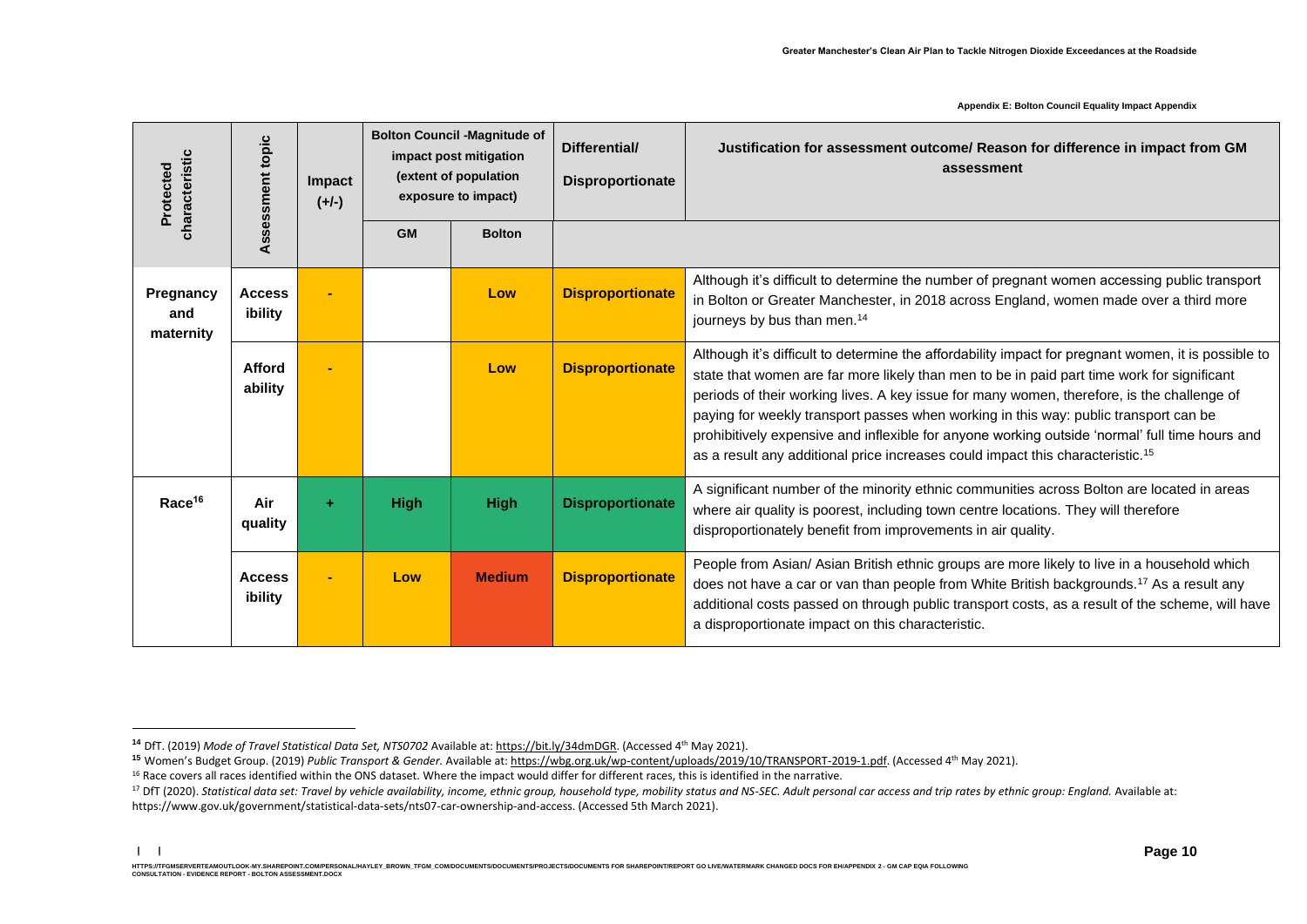| Protected characteristic | Assessment topic | Impact (+/-) | Bolton Council -Magnitude of impact post mitigation (extent of population exposure to impact) | | Differential/ Disproportionate | Justification for assessment outcome/ Reason for difference in impact from GM assessment |
|---|---|---|---|---|---|---|
| | | | GM | Bolton | | |
| Pregnancy and maternity | Accessibility | - | | Low | Disproportionate | Although it's difficult to determine the number of pregnant women accessing public transport in Bolton or Greater Manchester, in 2018 across England, women made over a third more journeys by bus than men.[14] |
| | Affordability | - | | Low | Disproportionate | Although it's difficult to determine the affordability impact for pregnant women, it is possible to state that women are far more likely than men to be in paid part time work for significant periods of their working lives. A key issue for many women, therefore, is the challenge of paying for weekly transport passes when working in this way: public transport can be prohibitively expensive and inflexible for anyone working outside 'normal' full time hours and as a result any additional price increases could impact this characteristic.[15] |
| Race[16] | Air quality | + | High | High | Disproportionate | A significant number of the minority ethnic communities across Bolton are located in areas where air quality is poorest, including town centre locations. They will therefore disproportionately benefit from improvements in air quality. |
| | Accessibility | - | Low | Medium | Disproportionate | People from Asian/ Asian British ethnic groups are more likely to live in a household which does not have a car or van than people from White British backgrounds.[17] As a result any additional costs passed on through public transport costs, as a result of the scheme, will have a disproportionate impact on this characteristic. |

[14] DfT. (2019) *Mode of Travel Statistical Data Set, NTS0702* Available at: https://bit.ly/34dmDGR. (Accessed 4th May 2021).

[15] Women's Budget Group. (2019) *Public Transport & Gender.* Available at: https://wbg.org.uk/wp-content/uploads/2019/10/TRANSPORT-2019-1.pdf. (Accessed 4th May 2021).

[16] Race covers all races identified within the ONS dataset. Where the impact would differ for different races, this is identified in the narrative.

[17] DfT (2020). *Statistical data set: Travel by vehicle availability, income, ethnic group, household type, mobility status and NS-SEC. Adult personal car access and trip rates by ethnic group: England.* Available at: https://www.gov.uk/government/statistical-data-sets/nts07-car-ownership-and-access. (Accessed 5th March 2021).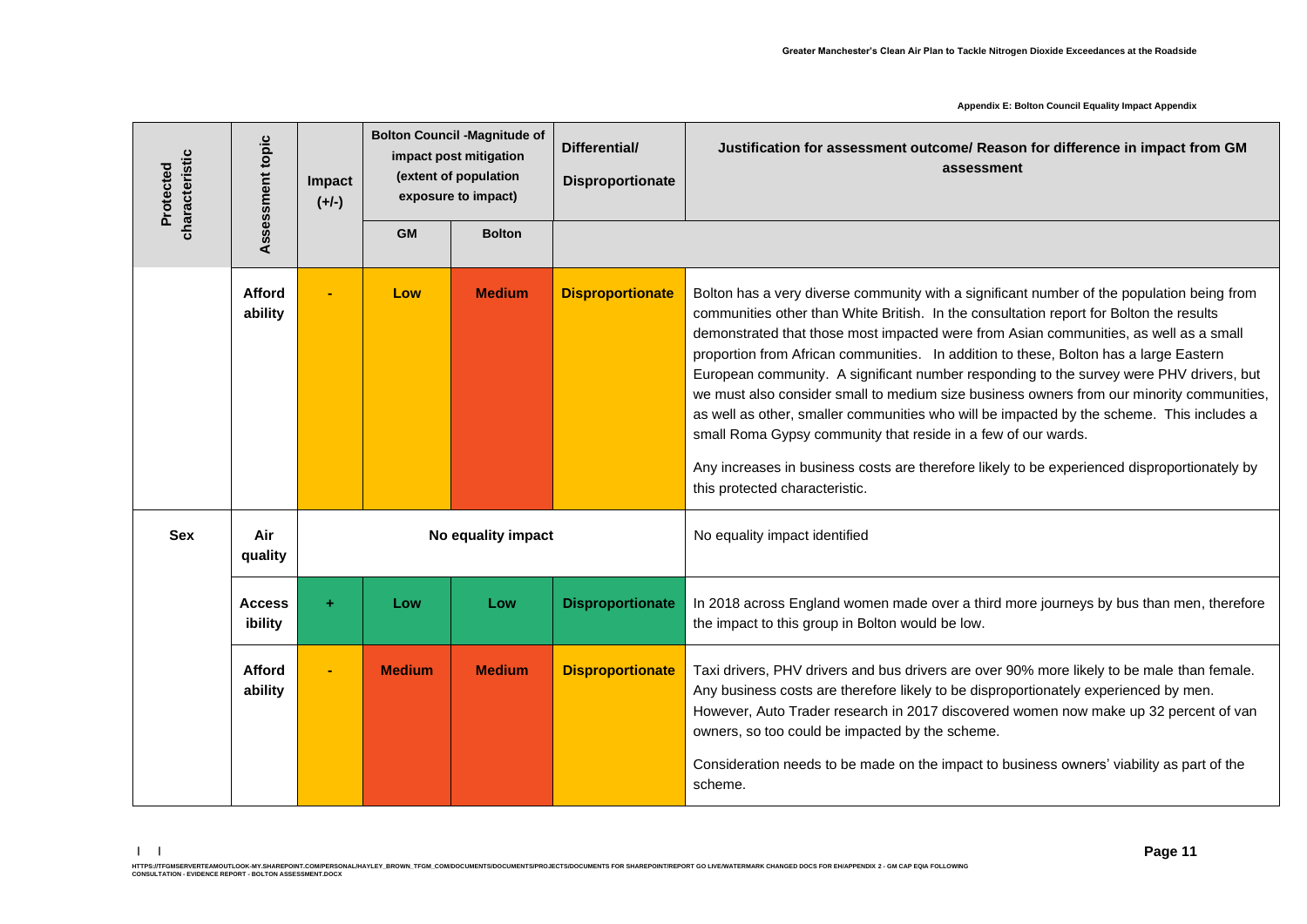| Protected characteristic | Assessment topic | Impact (+/-) | Bolton Council -Magnitude of impact post mitigation (extent of population exposure to impact) | | Differential/ Disproportionate | Justification for assessment outcome/ Reason for difference in impact from GM assessment |
|---|---|---|---|---|---|---|
| | | | GM | Bolton | | |
| | Affordability | - | Low | Medium | Disproportionate | Bolton has a very diverse community with a significant number of the population being from communities other than White British. In the consultation report for Bolton the results demonstrated that those most impacted were from Asian communities, as well as a small proportion from African communities. In addition to these, Bolton has a large Eastern European community. A significant number responding to the survey were PHV drivers, but we must also consider small to medium size business owners from our minority communities, as well as other, smaller communities who will be impacted by the scheme. This includes a small Roma Gypsy community that reside in a few of our wards.<br><br>Any increases in business costs are therefore likely to be experienced disproportionately by this protected characteristic. |
| Sex | Air quality | No equality impact | | | | No equality impact identified |
| | Accessibility | + | Low | Low | Disproportionate | In 2018 across England women made over a third more journeys by bus than men, therefore the impact to this group in Bolton would be low. |
| | Affordability | - | Medium | Medium | Disproportionate | Taxi drivers, PHV drivers and bus drivers are over 90% more likely to be male than female. Any business costs are therefore likely to be disproportionately experienced by men. However, Auto Trader research in 2017 discovered women now make up 32 percent of van owners, so too could be impacted by the scheme.<br><br>Consideration needs to be made on the impact to business owners' viability as part of the scheme. |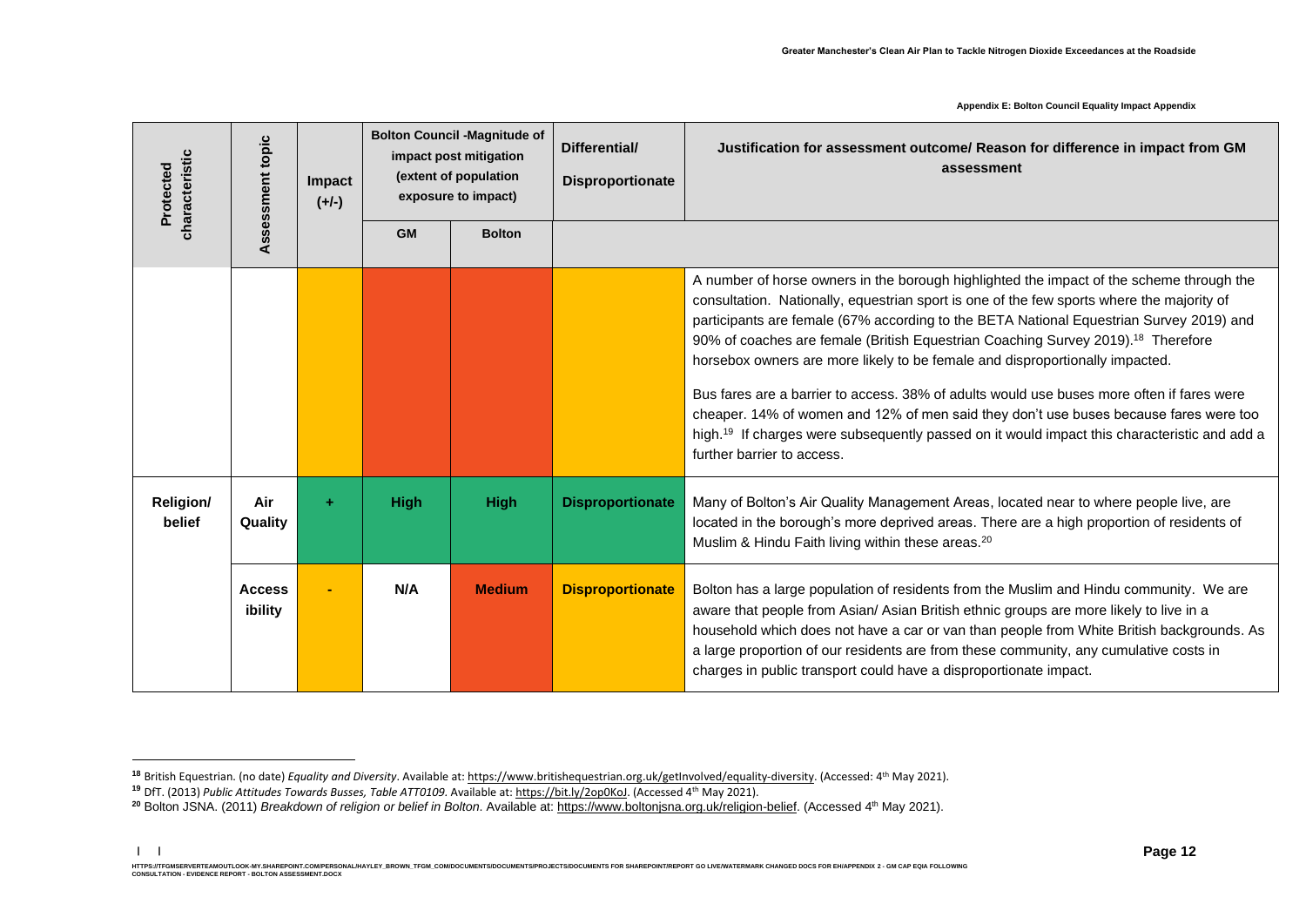| Protected characteristic | Assessment topic | Impact (+/-) | Bolton Council -Magnitude of impact post mitigation (extent of population exposure to impact) | | Differential/ Disproportionate | Justification for assessment outcome/ Reason for difference in impact from GM assessment |
|---|---|---|---|---|---|---|
| | | | GM | Bolton | | |
| | | | | | | A number of horse owners in the borough highlighted the impact of the scheme through the consultation. Nationally, equestrian sport is one of the few sports where the majority of participants are female (67% according to the BETA National Equestrian Survey 2019) and 90% of coaches are female (British Equestrian Coaching Survey 2019).[18] Therefore horsebox owners are more likely to be female and disproportionally impacted.<br><br>Bus fares are a barrier to access. 38% of adults would use buses more often if fares were cheaper. 14% of women and 12% of men said they don't use buses because fares were too high.[19] If charges were subsequently passed on it would impact this characteristic and add a further barrier to access. |
| **Religion/ belief** | **Air Quality** | + | **High** | **High** | **Disproportionate** | Many of Bolton's Air Quality Management Areas, located near to where people live, are located in the borough's more deprived areas. There are a high proportion of residents of Muslim & Hindu Faith living within these areas.[20] |
| | **Accessibility** | - | **N/A** | **Medium** | **Disproportionate** | Bolton has a large population of residents from the Muslim and Hindu community. We are aware that people from Asian/ Asian British ethnic groups are more likely to live in a household which does not have a car or van than people from White British backgrounds. As a large proportion of our residents are from these community, any cumulative costs in charges in public transport could have a disproportionate impact. |

[18] British Equestrian. (no date) *Equality and Diversity*. Available at: https://www.britishequestrian.org.uk/getInvolved/equality-diversity. (Accessed: 4th May 2021).

[19] DfT. (2013) *Public Attitudes Towards Busses, Table ATT0109*. Available at: https://bit.ly/2op0KoJ. (Accessed 4th May 2021).

[20] Bolton JSNA. (2011) *Breakdown of religion or belief in Bolton*. Available at: https://www.boltonjsna.org.uk/religion-belief. (Accessed 4th May 2021).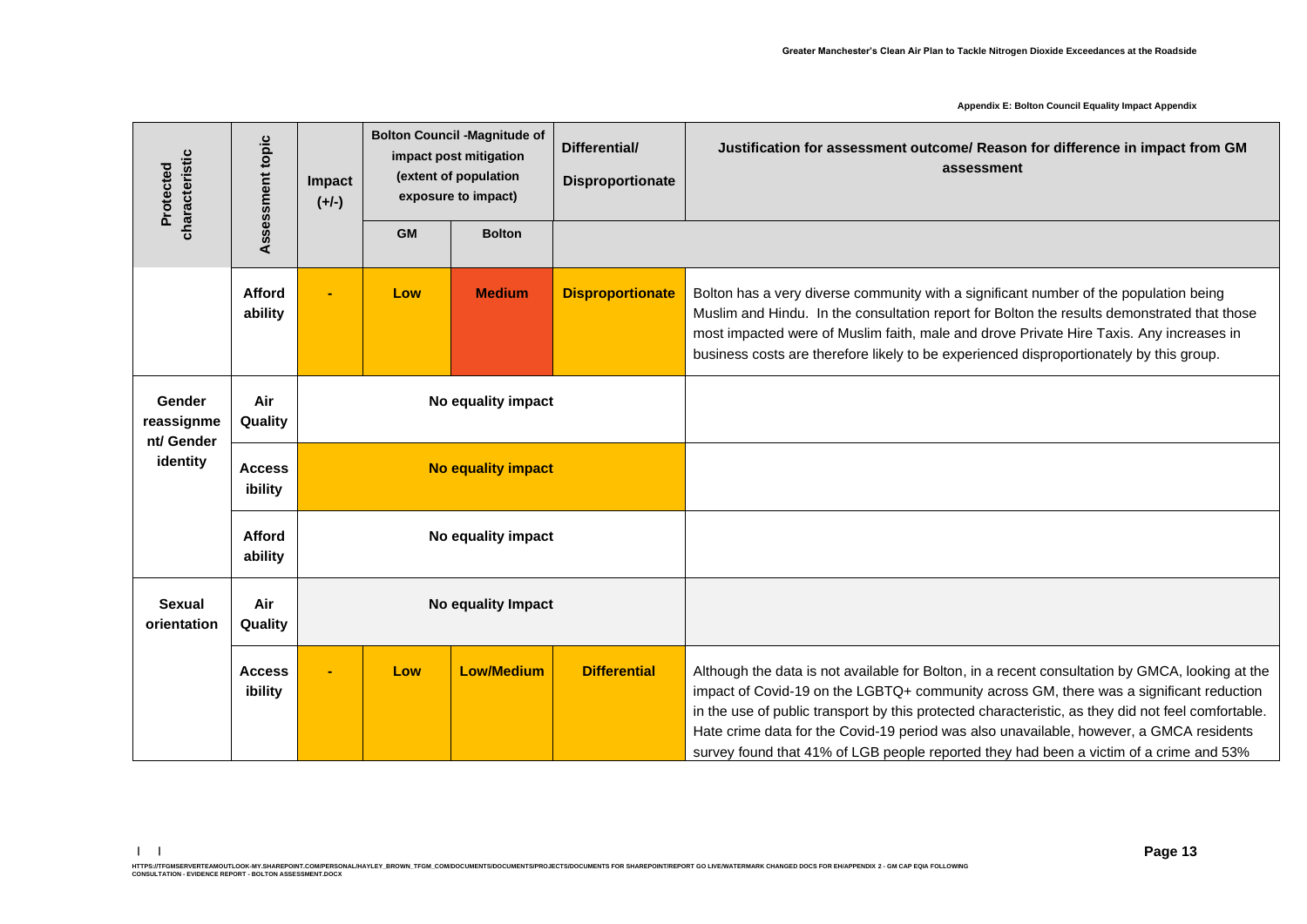| Protected characteristic | Assessment topic | Impact (+/-) | Bolton Council -Magnitude of impact post mitigation (extent of population exposure to impact) | | Differential/ Disproportionate | Justification for assessment outcome/ Reason for difference in impact from GM assessment |
|---|---|---|---|---|---|---|
| | | | GM | Bolton | | |
| | Affordability | - | Low | Medium | Disproportionate | Bolton has a very diverse community with a significant number of the population being Muslim and Hindu. In the consultation report for Bolton the results demonstrated that those most impacted were of Muslim faith, male and drove Private Hire Taxis. Any increases in business costs are therefore likely to be experienced disproportionately by this group. |
| Gender reassignment/ Gender identity | Air Quality | No equality impact | | | | |
| | Accessibility | No equality impact | | | | |
| | Affordability | No equality impact | | | | |
| Sexual orientation | Air Quality | No equality Impact | | | | |
| | Accessibility | - | Low | Low/Medium | Differential | Although the data is not available for Bolton, in a recent consultation by GMCA, looking at the impact of Covid-19 on the LGBTQ+ community across GM, there was a significant reduction in the use of public transport by this protected characteristic, as they did not feel comfortable. Hate crime data for the Covid-19 period was also unavailable, however, a GMCA residents survey found that 41% of LGB people reported they had been a victim of a crime and 53% |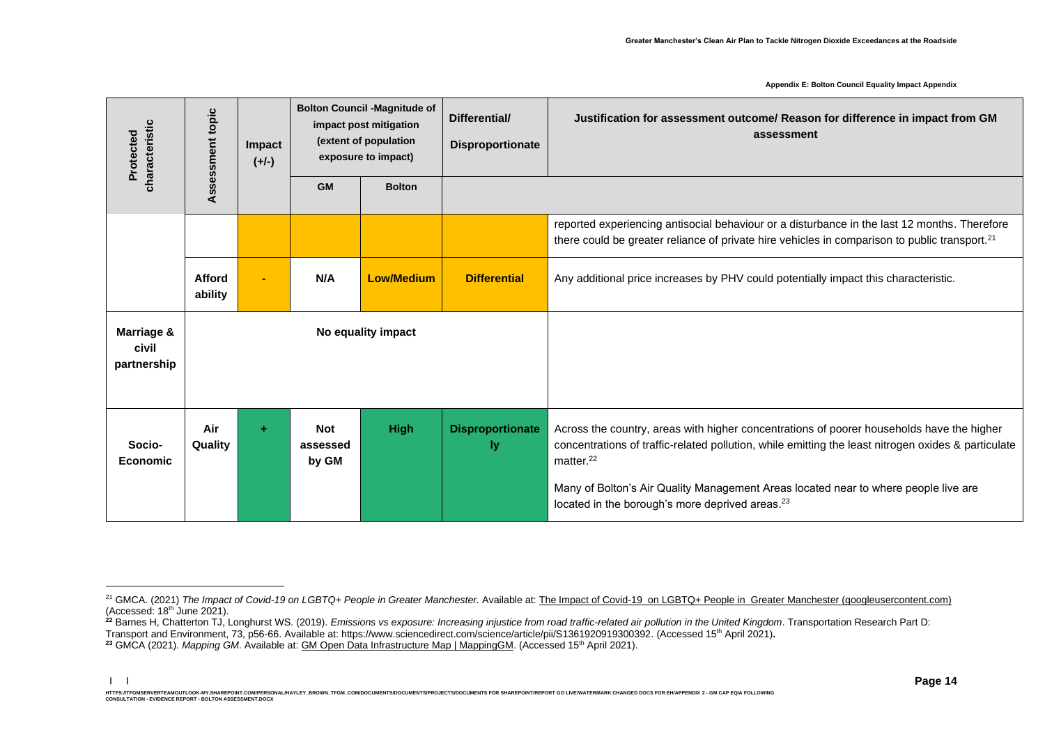| Protected characteristic | Assessment topic | Impact (+/-) | Bolton Council -Magnitude of impact post mitigation (extent of population exposure to impact) | | Differential/ Disproportionate | Justification for assessment outcome/ Reason for difference in impact from GM assessment |
|---|---|---|---|---|---|---|
| | | | GM | Bolton | | |
| | | | | | | reported experiencing antisocial behaviour or a disturbance in the last 12 months. Therefore there could be greater reliance of private hire vehicles in comparison to public transport.[21] |
| | **Afford ability** | - | **N/A** | **Low/Medium** | **Differential** | Any additional price increases by PHV could potentially impact this characteristic. |
| **Marriage & civil partnership** | **No equality impact** | | | | | |
| **Socio-Economic** | **Air Quality** | + | **Not assessed by GM** | **High** | **Disproportionately** | Across the country, areas with higher concentrations of poorer households have the higher concentrations of traffic-related pollution, while emitting the least nitrogen oxides & particulate matter.[22] Many of Bolton's Air Quality Management Areas located near to where people live are located in the borough's more deprived areas.[23] |

[21] GMCA. (2021) *The Impact of Covid-19 on LGBTQ+ People in Greater Manchester.* Available at: The Impact of Covid-19 on LGBTQ+ People in Greater Manchester (googleusercontent.com) (Accessed: 18th June 2021).

[22] Barnes H, Chatterton TJ, Longhurst WS. (2019). *Emissions vs exposure: Increasing injustice from road traffic-related air pollution in the United Kingdom*. Transportation Research Part D: Transport and Environment, 73, p56-66. Available at: https://www.sciencedirect.com/science/article/pii/S1361920919300392. (Accessed 15th April 2021).

[23] GMCA (2021). *Mapping GM*. Available at: GM Open Data Infrastructure Map | MappingGM. (Accessed 15th April 2021).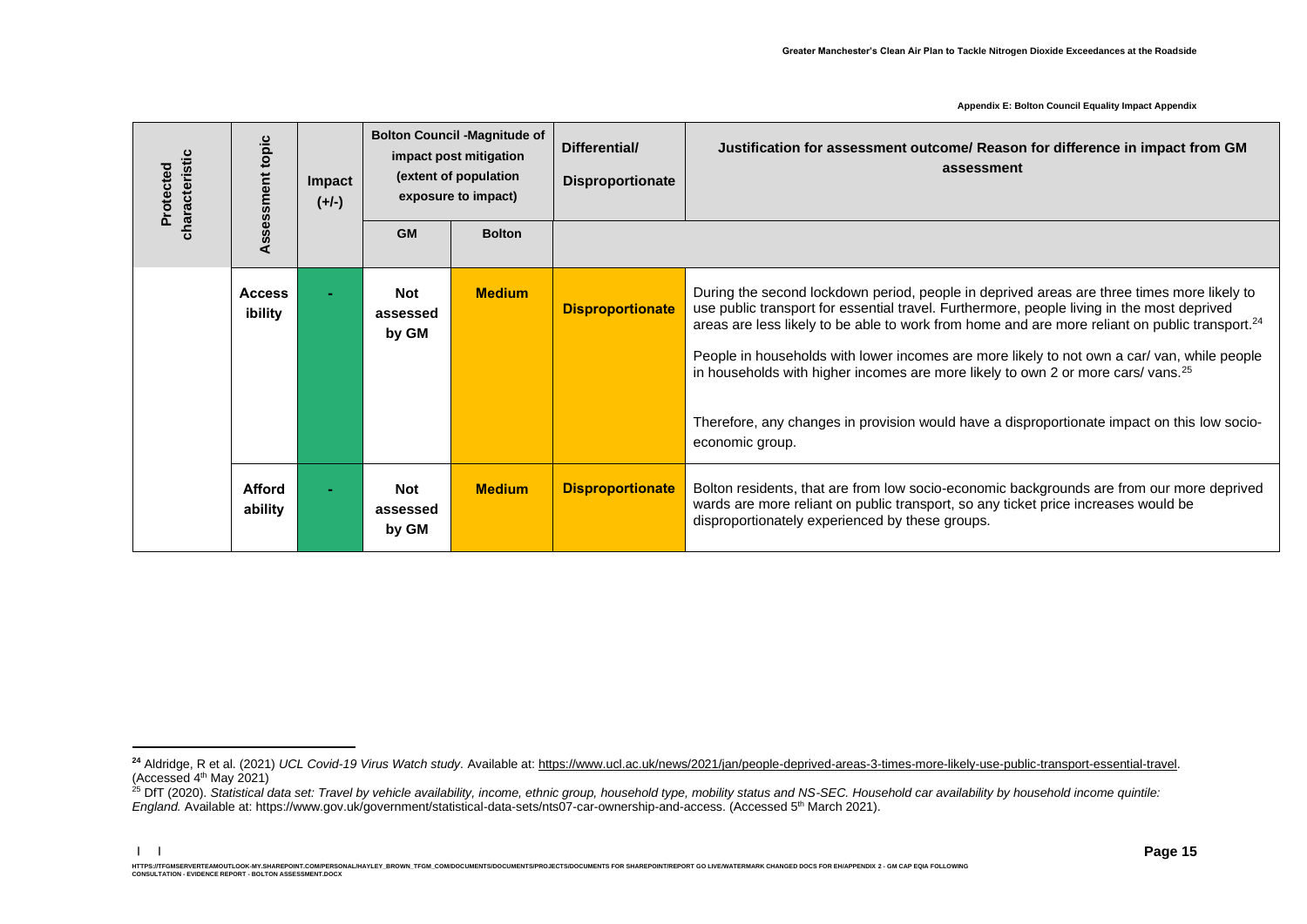| Protected characteristic | Assessment topic | Impact (+/-) | Bolton Council -Magnitude of impact post mitigation (extent of population exposure to impact) | | Differential/ Disproportionate | Justification for assessment outcome/ Reason for difference in impact from GM assessment |
|---|---|---|---|---|---|---|
| | | | GM | Bolton | | |
| | Accessibility | - | Not assessed by GM | Medium | Disproportionate | During the second lockdown period, people in deprived areas are three times more likely to use public transport for essential travel. Furthermore, people living in the most deprived areas are less likely to be able to work from home and are more reliant on public transport.[24] People in households with lower incomes are more likely to not own a car/ van, while people in households with higher incomes are more likely to own 2 or more cars/ vans.[25] Therefore, any changes in provision would have a disproportionate impact on this low socio-economic group. |
| | Affordability | - | Not assessed by GM | Medium | Disproportionate | Bolton residents, that are from low socio-economic backgrounds are from our more deprived wards are more reliant on public transport, so any ticket price increases would be disproportionately experienced by these groups. |

[24] Aldridge, R et al. (2021) *UCL Covid-19 Virus Watch study.* Available at: https://www.ucl.ac.uk/news/2021/jan/people-deprived-areas-3-times-more-likely-use-public-transport-essential-travel. (Accessed 4th May 2021)

[25] DfT (2020). *Statistical data set: Travel by vehicle availability, income, ethnic group, household type, mobility status and NS-SEC. Household car availability by household income quintile: England.* Available at: https://www.gov.uk/government/statistical-data-sets/nts07-car-ownership-and-access. (Accessed 5th March 2021).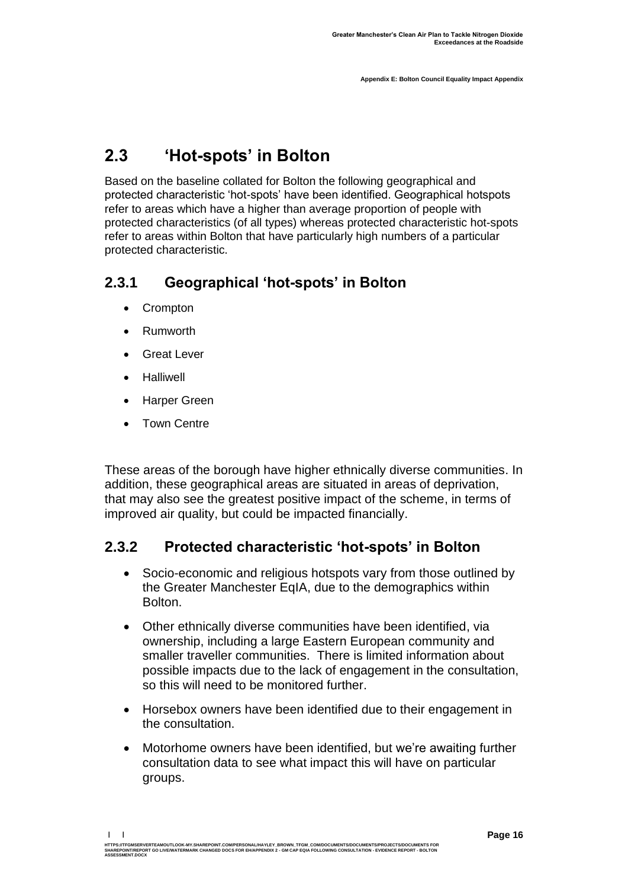## 2.3 'Hot-spots' in Bolton

Based on the baseline collated for Bolton the following geographical and protected characteristic 'hot-spots' have been identified. Geographical hotspots refer to areas which have a higher than average proportion of people with protected characteristics (of all types) whereas protected characteristic hot-spots refer to areas within Bolton that have particularly high numbers of a particular protected characteristic.

### 2.3.1 Geographical 'hot-spots' in Bolton

- Crompton
- Rumworth
- Great Lever
- Halliwell
- Harper Green
- Town Centre

These areas of the borough have higher ethnically diverse communities. In addition, these geographical areas are situated in areas of deprivation, that may also see the greatest positive impact of the scheme, in terms of improved air quality, but could be impacted financially.

### 2.3.2 Protected characteristic 'hot-spots' in Bolton

- Socio-economic and religious hotspots vary from those outlined by the Greater Manchester EqIA, due to the demographics within Bolton.
- Other ethnically diverse communities have been identified, via ownership, including a large Eastern European community and smaller traveller communities. There is limited information about possible impacts due to the lack of engagement in the consultation, so this will need to be monitored further.
- Horsebox owners have been identified due to their engagement in the consultation.
- Motorhome owners have been identified, but we're awaiting further consultation data to see what impact this will have on particular groups.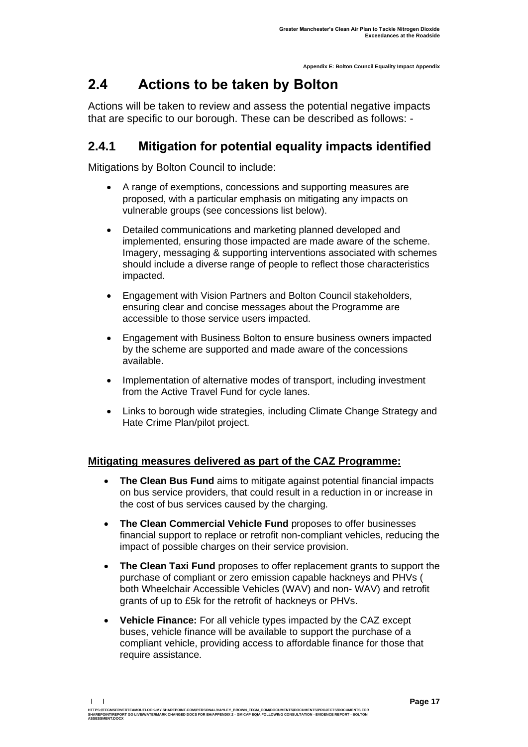## 2.4 Actions to be taken by Bolton

Actions will be taken to review and assess the potential negative impacts that are specific to our borough. These can be described as follows: -

### 2.4.1 Mitigation for potential equality impacts identified

Mitigations by Bolton Council to include:

- A range of exemptions, concessions and supporting measures are proposed, with a particular emphasis on mitigating any impacts on vulnerable groups (see concessions list below).
- Detailed communications and marketing planned developed and implemented, ensuring those impacted are made aware of the scheme. Imagery, messaging & supporting interventions associated with schemes should include a diverse range of people to reflect those characteristics impacted.
- Engagement with Vision Partners and Bolton Council stakeholders, ensuring clear and concise messages about the Programme are accessible to those service users impacted.
- Engagement with Business Bolton to ensure business owners impacted by the scheme are supported and made aware of the concessions available.
- Implementation of alternative modes of transport, including investment from the Active Travel Fund for cycle lanes.
- Links to borough wide strategies, including Climate Change Strategy and Hate Crime Plan/pilot project.

**Mitigating measures delivered as part of the CAZ Programme:**

- **The Clean Bus Fund** aims to mitigate against potential financial impacts on bus service providers, that could result in a reduction in or increase in the cost of bus services caused by the charging.
- **The Clean Commercial Vehicle Fund** proposes to offer businesses financial support to replace or retrofit non-compliant vehicles, reducing the impact of possible charges on their service provision.
- **The Clean Taxi Fund** proposes to offer replacement grants to support the purchase of compliant or zero emission capable hackneys and PHVs ( both Wheelchair Accessible Vehicles (WAV) and non- WAV) and retrofit grants of up to £5k for the retrofit of hackneys or PHVs.
- **Vehicle Finance:** For all vehicle types impacted by the CAZ except buses, vehicle finance will be available to support the purchase of a compliant vehicle, providing access to affordable finance for those that require assistance.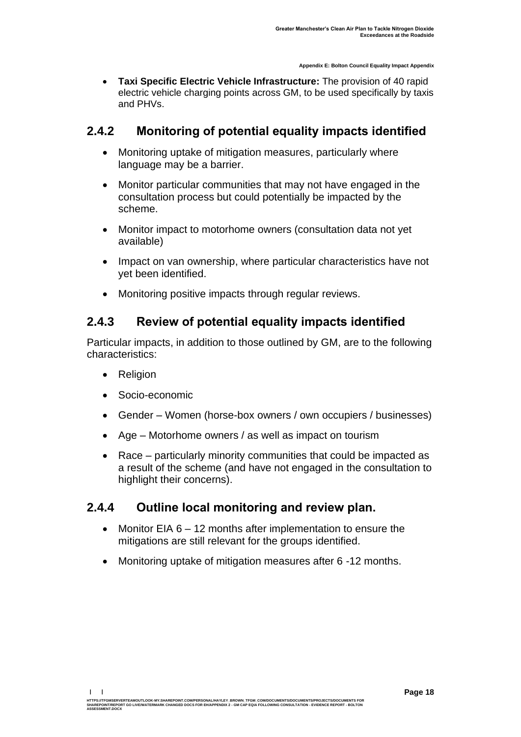- **Taxi Specific Electric Vehicle Infrastructure:** The provision of 40 rapid electric vehicle charging points across GM, to be used specifically by taxis and PHVs.

### 2.4.2 Monitoring of potential equality impacts identified

- Monitoring uptake of mitigation measures, particularly where language may be a barrier.
- Monitor particular communities that may not have engaged in the consultation process but could potentially be impacted by the scheme.
- Monitor impact to motorhome owners (consultation data not yet available)
- Impact on van ownership, where particular characteristics have not yet been identified.
- Monitoring positive impacts through regular reviews.

### 2.4.3 Review of potential equality impacts identified

Particular impacts, in addition to those outlined by GM, are to the following characteristics:

- Religion
- Socio-economic
- Gender – Women (horse-box owners / own occupiers / businesses)
- Age – Motorhome owners / as well as impact on tourism
- Race – particularly minority communities that could be impacted as a result of the scheme (and have not engaged in the consultation to highlight their concerns).

### 2.4.4 Outline local monitoring and review plan.

- Monitor EIA 6 – 12 months after implementation to ensure the mitigations are still relevant for the groups identified.
- Monitoring uptake of mitigation measures after 6 -12 months.